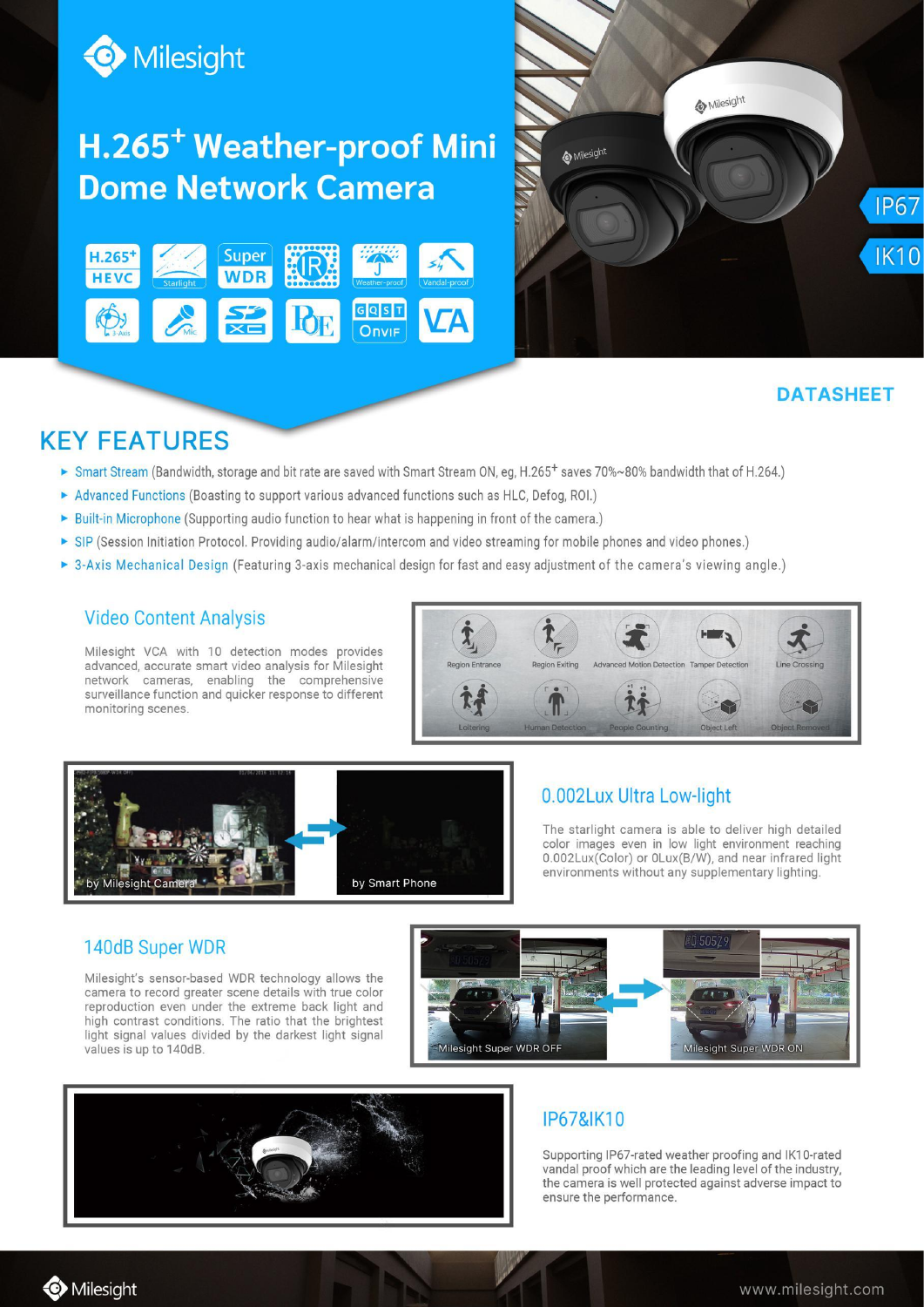Milesight

# H.265+ Weather-proof Mini Dome Network Camera

IP67

IK10

DATASHEET

## KEY FEATURES

- Smart Stream (Bandwidth, storage and bit rate are saved with Smart Stream ON, eg, H.265+ saves 70%~80% bandwidth that of H.264.)
- Advanced Functions (Boasting to support various advanced functions such as HLC, Defog, ROI.)
- Built-in Microphone (Supporting audio function to hear what is happening in front of the camera.)
- SIP (Session Initiation Protocol. Providing audio/alarm/intercom and video streaming for mobile phones and video phones.)
- 3-Axis Mechanical Design (Featuring 3-axis mechanical design for fast and easy adjustment of the camera's viewing angle.)

### Video Content Analysis

Milesight VCA with 10 detection modes provides advanced, accurate smart video analysis for Milesight network cameras, enabling the comprehensive surveillance function and quicker response to different monitoring scenes.

Region Entrance, Region Exiting, Advanced Motion Detection, Tamper Detection, Line Crossing, Loitering, Human Detection, People Counting, Object Left, Object Removed

### 0.002Lux Ultra Low-light

The starlight camera is able to deliver high detailed color images even in low light environment reaching 0.002Lux(Color) or 0Lux(B/W), and near infrared light environments without any supplementary lighting.

by Milesight Camera — by Smart Phone

### 140dB Super WDR

Milesight's sensor-based WDR technology allows the camera to record greater scene details with true color reproduction even under the extreme back light and high contrast conditions. The ratio that the brightest light signal values divided by the darkest light signal values is up to 140dB.

Milesight Super WDR OFF — Milesight Super WDR ON

### IP67&IK10

Supporting IP67-rated weather proofing and IK10-rated vandal proof which are the leading level of the industry, the camera is well protected against adverse impact to ensure the performance.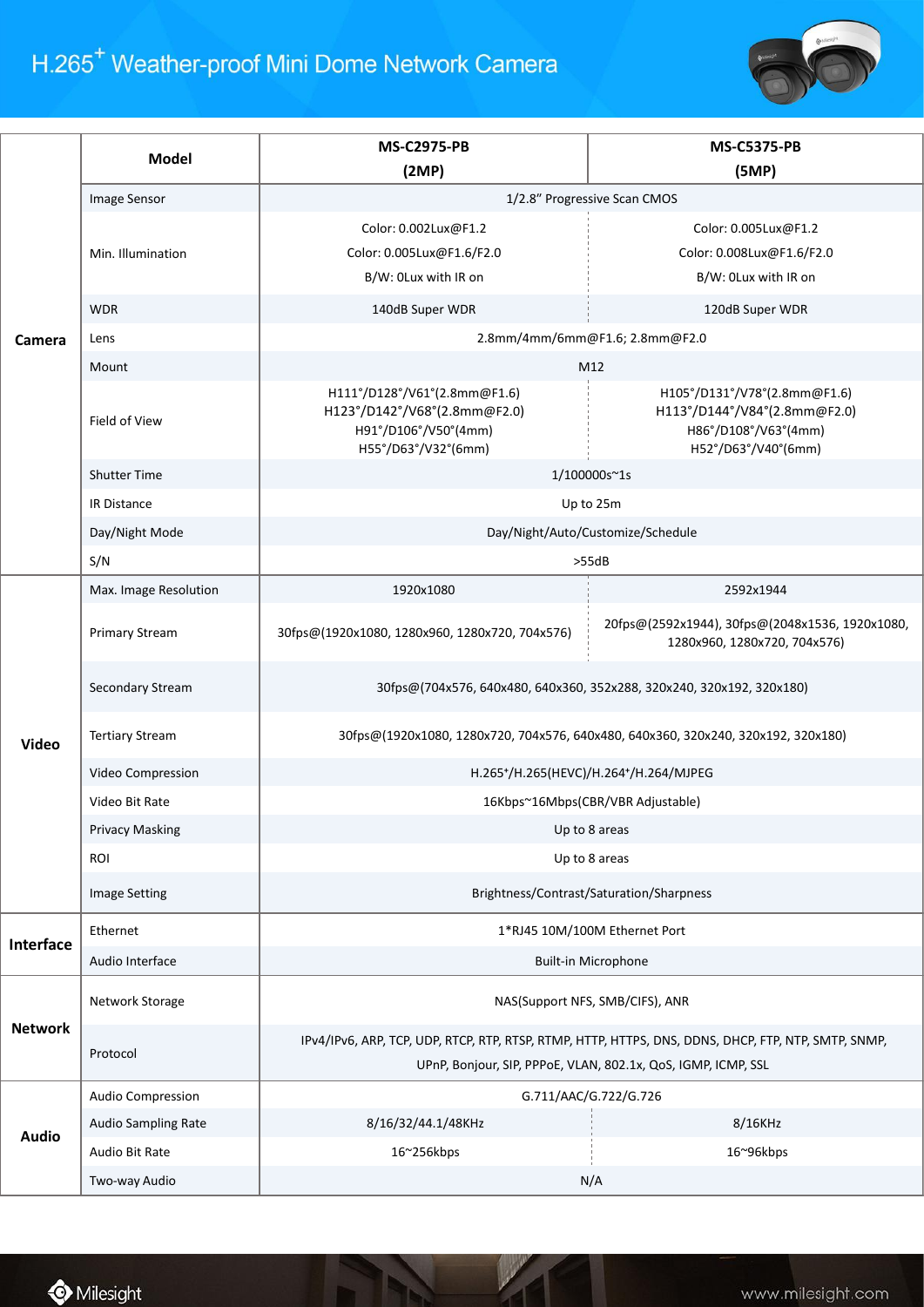# H.265+ Weather-proof Mini Dome Network Camera

| | Model | MS-C2975-PB (2MP) | MS-C5375-PB (5MP) |
|---|---|---|---|
| Camera | Image Sensor | 1/2.8" Progressive Scan CMOS | |
| | Min. Illumination | Color: 0.002Lux@F1.2<br>Color: 0.005Lux@F1.6/F2.0<br>B/W: 0Lux with IR on | Color: 0.005Lux@F1.2<br>Color: 0.008Lux@F1.6/F2.0<br>B/W: 0Lux with IR on |
| | WDR | 140dB Super WDR | 120dB Super WDR |
| | Lens | 2.8mm/4mm/6mm@F1.6; 2.8mm@F2.0 | |
| | Mount | M12 | |
| | Field of View | H111°/D128°/V61°(2.8mm@F1.6)<br>H123°/D142°/V68°(2.8mm@F2.0)<br>H91°/D106°/V50°(4mm)<br>H55°/D63°/V32°(6mm) | H105°/D131°/V78°(2.8mm@F1.6)<br>H113°/D144°/V84°(2.8mm@F2.0)<br>H86°/D108°/V63°(4mm)<br>H52°/D63°/V40°(6mm) |
| | Shutter Time | 1/100000s~1s | |
| | IR Distance | Up to 25m | |
| | Day/Night Mode | Day/Night/Auto/Customize/Schedule | |
| | S/N | >55dB | |
| Video | Max. Image Resolution | 1920x1080 | 2592x1944 |
| | Primary Stream | 30fps@(1920x1080, 1280x960, 1280x720, 704x576) | 20fps@(2592x1944), 30fps@(2048x1536, 1920x1080, 1280x960, 1280x720, 704x576) |
| | Secondary Stream | 30fps@(704x576, 640x480, 640x360, 352x288, 320x240, 320x192, 320x180) | |
| | Tertiary Stream | 30fps@(1920x1080, 1280x720, 704x576, 640x480, 640x360, 320x240, 320x192, 320x180) | |
| | Video Compression | H.265+/H.265(HEVC)/H.264+/H.264/MJPEG | |
| | Video Bit Rate | 16Kbps~16Mbps(CBR/VBR Adjustable) | |
| | Privacy Masking | Up to 8 areas | |
| | ROI | Up to 8 areas | |
| | Image Setting | Brightness/Contrast/Saturation/Sharpness | |
| Interface | Ethernet | 1*RJ45 10M/100M Ethernet Port | |
| | Audio Interface | Built-in Microphone | |
| Network | Network Storage | NAS(Support NFS, SMB/CIFS), ANR | |
| | Protocol | IPv4/IPv6, ARP, TCP, UDP, RTCP, RTP, RTSP, RTMP, HTTP, HTTPS, DNS, DDNS, DHCP, FTP, NTP, SMTP, SNMP, UPnP, Bonjour, SIP, PPPoE, VLAN, 802.1x, QoS, IGMP, ICMP, SSL | |
| Audio | Audio Compression | G.711/AAC/G.722/G.726 | |
| | Audio Sampling Rate | 8/16/32/44.1/48KHz | 8/16KHz |
| | Audio Bit Rate | 16~256kbps | 16~96kbps |
| | Two-way Audio | N/A | |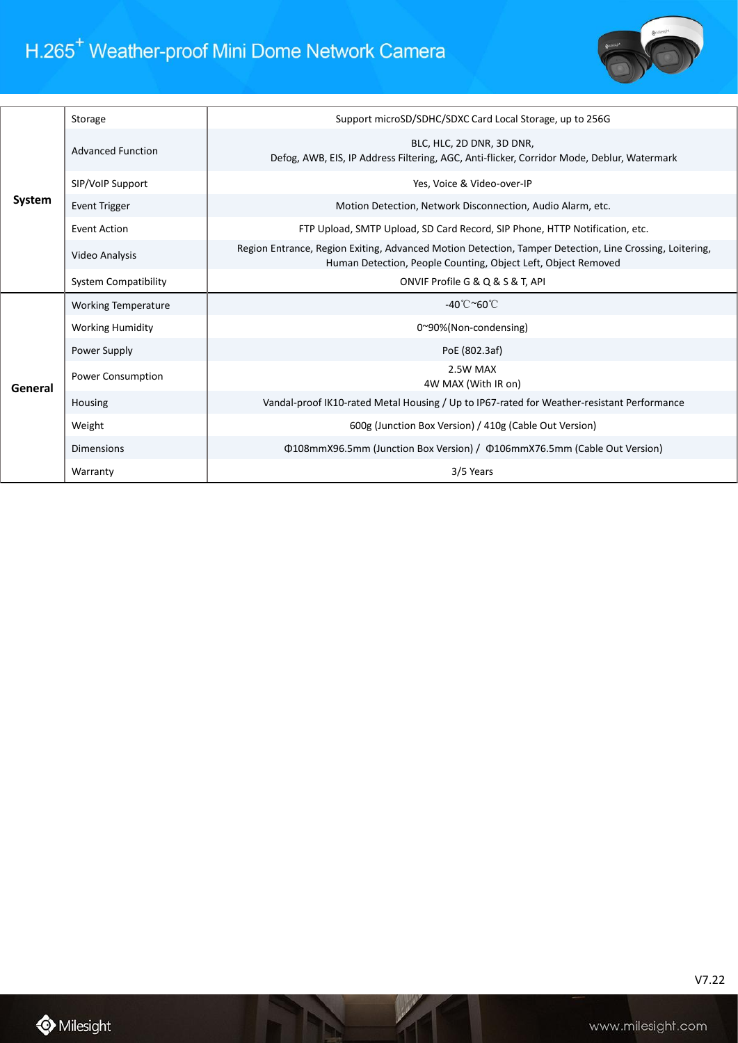# H.265+ Weather-proof Mini Dome Network Camera

| | | |
|---|---|---|
| **System** | Storage | Support microSD/SDHC/SDXC Card Local Storage, up to 256G |
| | Advanced Function | BLC, HLC, 2D DNR, 3D DNR,<br>Defog, AWB, EIS, IP Address Filtering, AGC, Anti-flicker, Corridor Mode, Deblur, Watermark |
| | SIP/VoIP Support | Yes, Voice & Video-over-IP |
| | Event Trigger | Motion Detection, Network Disconnection, Audio Alarm, etc. |
| | Event Action | FTP Upload, SMTP Upload, SD Card Record, SIP Phone, HTTP Notification, etc. |
| | Video Analysis | Region Entrance, Region Exiting, Advanced Motion Detection, Tamper Detection, Line Crossing, Loitering,<br>Human Detection, People Counting, Object Left, Object Removed |
| | System Compatibility | ONVIF Profile G & Q & S & T, API |
| **General** | Working Temperature | -40℃~60℃ |
| | Working Humidity | 0~90%(Non-condensing) |
| | Power Supply | PoE (802.3af) |
| | Power Consumption | 2.5W MAX<br>4W MAX (With IR on) |
| | Housing | Vandal-proof IK10-rated Metal Housing / Up to IP67-rated for Weather-resistant Performance |
| | Weight | 600g (Junction Box Version) / 410g (Cable Out Version) |
| | Dimensions | Φ108mmX96.5mm (Junction Box Version) / Φ106mmX76.5mm (Cable Out Version) |
| | Warranty | 3/5 Years |

V7.22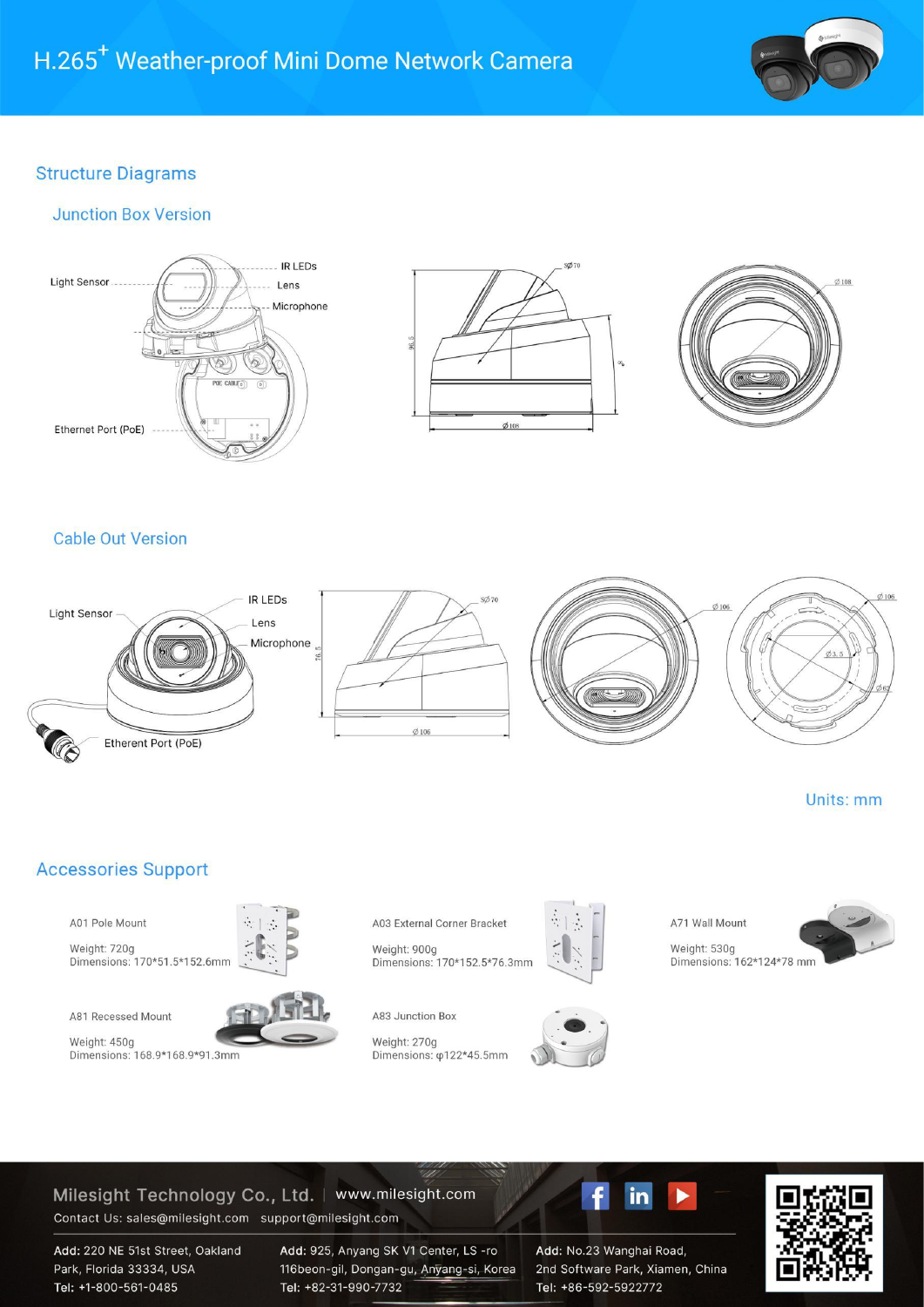# H.265+ Weather-proof Mini Dome Network Camera

## Structure Diagrams

### Junction Box Version

Light Sensor
IR LEDs
Lens
Microphone
Ethernet Port (PoE)

SØ70
96.5
Ø108
Ø108

### Cable Out Version

Light Sensor
IR LEDs
Lens
Microphone
Etherent Port (PoE)

SØ70
76.5
Ø106
Ø106
Ø106
Ø3.5
Ø83

Units: mm

## Accessories Support

A01 Pole Mount

Weight: 720g
Dimensions: 170*51.5*152.6mm

A03 External Corner Bracket

Weight: 900g
Dimensions: 170*152.5*76.3mm

A71 Wall Mount

Weight: 530g
Dimensions: 162*124*78 mm

A81 Recessed Mount

Weight: 450g
Dimensions: 168.9*168.9*91.3mm

A83 Junction Box

Weight: 270g
Dimensions: φ122*45.5mm

Milesight Technology Co., Ltd. | www.milesight.com

Contact Us: sales@milesight.com support@milesight.com

Add: 220 NE 51st Street, Oakland Park, Florida 33334, USA
Tel: +1-800-561-0485

Add: 925, Anyang SK V1 Center, LS -ro 116beon-gil, Dongan-gu, Anyang-si, Korea
Tel: +82-31-990-7732

Add: No.23 Wanghai Road, 2nd Software Park, Xiamen, China
Tel: +86-592-5922772